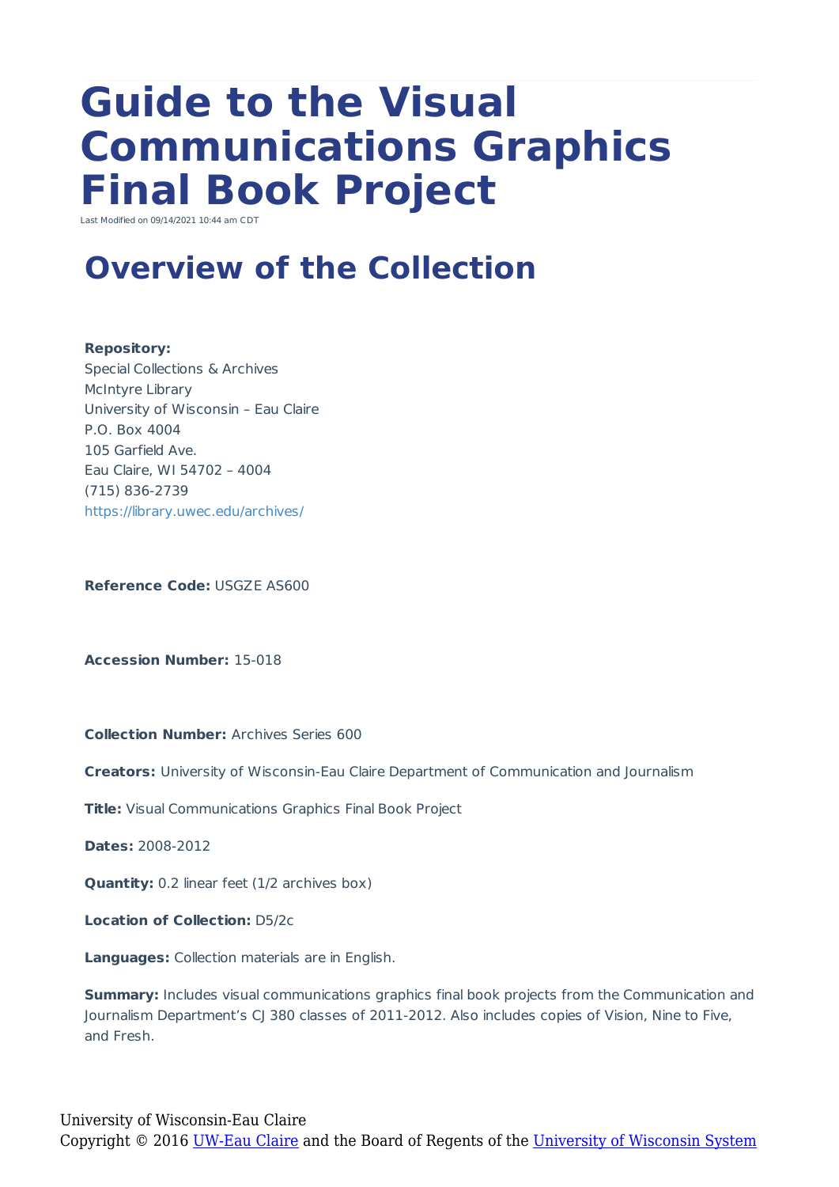# Guide to the Visual Communications Graphics Final Book Project

Last Modified on 09/14/2021 10:44 am CDT

## Overview of the Collection

**Repository:**
Special Collections & Archives
McIntyre Library
University of Wisconsin – Eau Claire
P.O. Box 4004
105 Garfield Ave.
Eau Claire, WI 54702 – 4004
(715) 836-2739
https://library.uwec.edu/archives/

**Reference Code:** USGZE AS600

**Accession Number:** 15-018

**Collection Number:** Archives Series 600

**Creators:** University of Wisconsin-Eau Claire Department of Communication and Journalism

**Title:** Visual Communications Graphics Final Book Project

**Dates:** 2008-2012

**Quantity:** 0.2 linear feet (1/2 archives box)

**Location of Collection:** D5/2c

**Languages:** Collection materials are in English.

**Summary:** Includes visual communications graphics final book projects from the Communication and Journalism Department's CJ 380 classes of 2011-2012. Also includes copies of Vision, Nine to Five, and Fresh.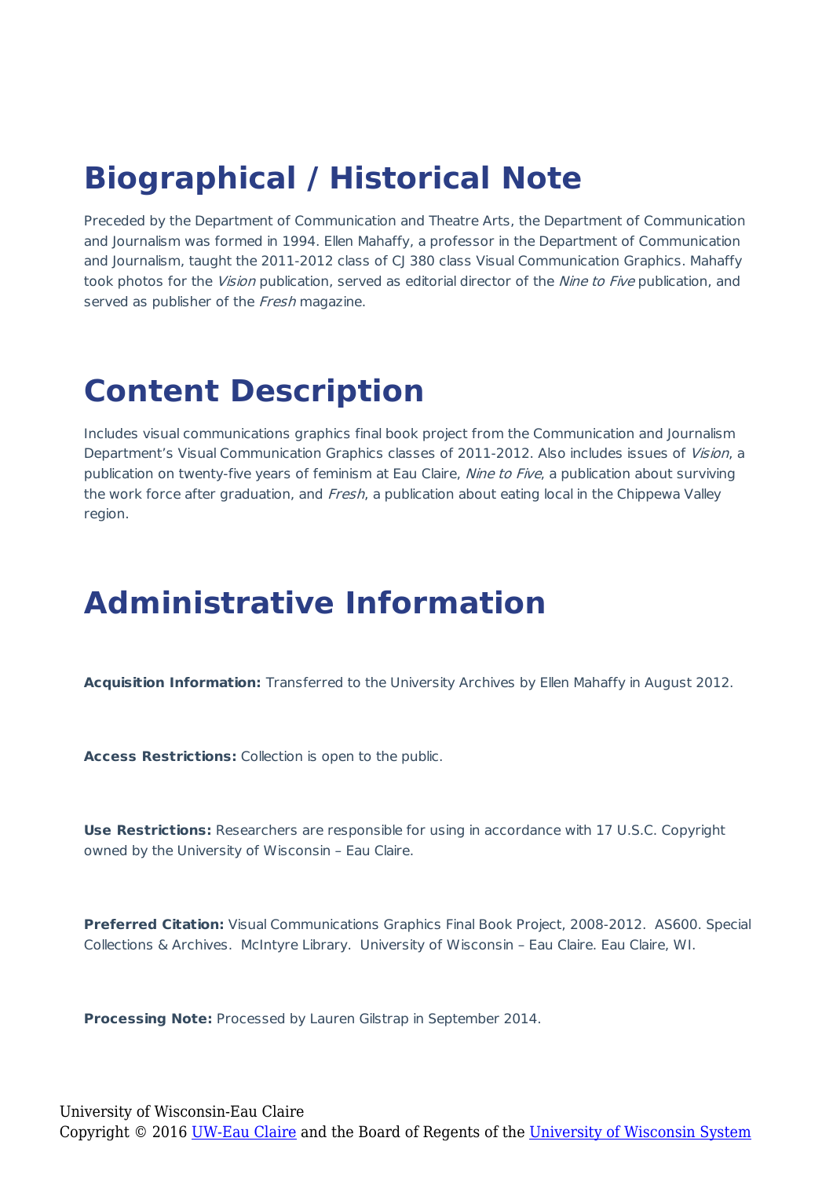# Biographical / Historical Note

Preceded by the Department of Communication and Theatre Arts, the Department of Communication and Journalism was formed in 1994. Ellen Mahaffy, a professor in the Department of Communication and Journalism, taught the 2011-2012 class of CJ 380 class Visual Communication Graphics. Mahaffy took photos for the *Vision* publication, served as editorial director of the *Nine to Five* publication, and served as publisher of the *Fresh* magazine.

# Content Description

Includes visual communications graphics final book project from the Communication and Journalism Department's Visual Communication Graphics classes of 2011-2012. Also includes issues of *Vision*, a publication on twenty-five years of feminism at Eau Claire, *Nine to Five*, a publication about surviving the work force after graduation, and *Fresh*, a publication about eating local in the Chippewa Valley region.

# Administrative Information

**Acquisition Information:** Transferred to the University Archives by Ellen Mahaffy in August 2012.

**Access Restrictions:** Collection is open to the public.

**Use Restrictions:** Researchers are responsible for using in accordance with 17 U.S.C. Copyright owned by the University of Wisconsin – Eau Claire.

**Preferred Citation:** Visual Communications Graphics Final Book Project, 2008-2012. AS600. Special Collections & Archives. McIntyre Library. University of Wisconsin – Eau Claire. Eau Claire, WI.

**Processing Note:** Processed by Lauren Gilstrap in September 2014.

University of Wisconsin-Eau Claire
Copyright © 2016 UW-Eau Claire and the Board of Regents of the University of Wisconsin System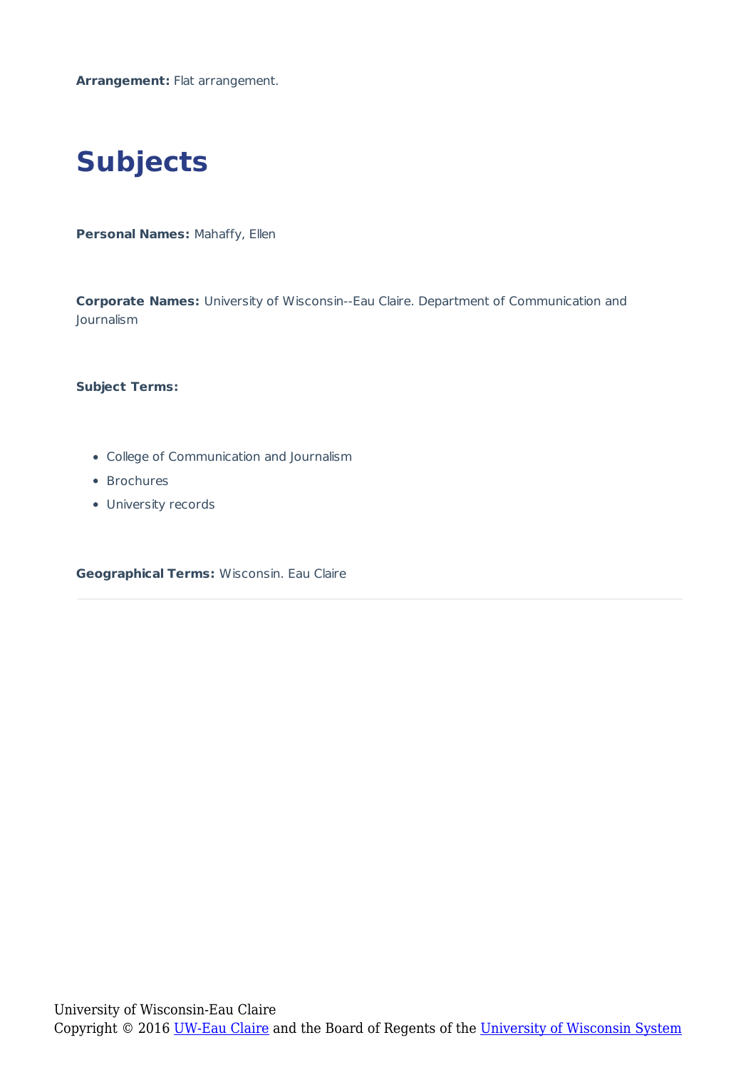**Arrangement:** Flat arrangement.

# Subjects

**Personal Names:** Mahaffy, Ellen

**Corporate Names:** University of Wisconsin--Eau Claire. Department of Communication and Journalism

**Subject Terms:**

- College of Communication and Journalism
- Brochures
- University records

**Geographical Terms:** Wisconsin. Eau Claire

---

University of Wisconsin-Eau Claire
Copyright © 2016 UW-Eau Claire and the Board of Regents of the University of Wisconsin System